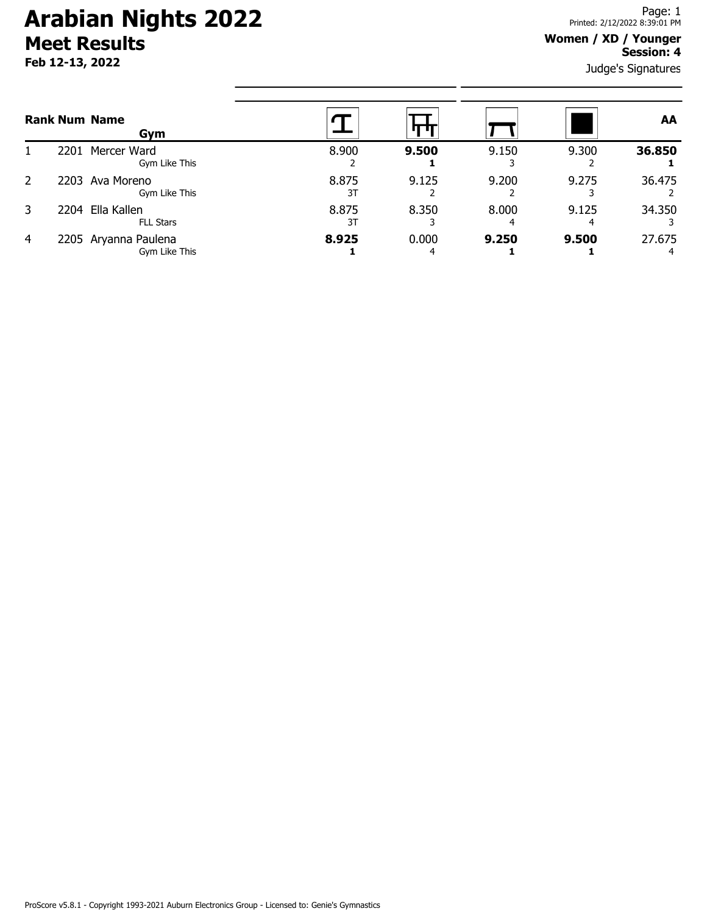# Arabian Nights 2022

## Meet Results

**Feb 12-13, 2022**

Printed: 2/12/2022 8:39:01 PM

**Women / XD / Younger**
**Session: 4**

Judge's Signatures

| Rank | Num | Name / Gym | Vault | Bars | Beam | Floor | AA |
|---|---|---|---|---|---|---|---|
| 1 | 2201 | Mercer Ward<br>Gym Like This | 8.900<br>2 | **9.500**<br>**1** | 9.150<br>3 | 9.300<br>2 | **36.850**<br>**1** |
| 2 | 2203 | Ava Moreno<br>Gym Like This | 8.875<br>3T | 9.125<br>2 | 9.200<br>2 | 9.275<br>3 | 36.475<br>2 |
| 3 | 2204 | Ella Kallen<br>FLL Stars | 8.875<br>3T | 8.350<br>3 | 8.000<br>4 | 9.125<br>4 | 34.350<br>3 |
| 4 | 2205 | Aryanna Paulena<br>Gym Like This | **8.925**<br>**1** | 0.000<br>4 | **9.250**<br>**1** | **9.500**<br>**1** | 27.675<br>4 |

ProScore v5.8.1 - Copyright 1993-2021 Auburn Electronics Group - Licensed to: Genie's Gymnastics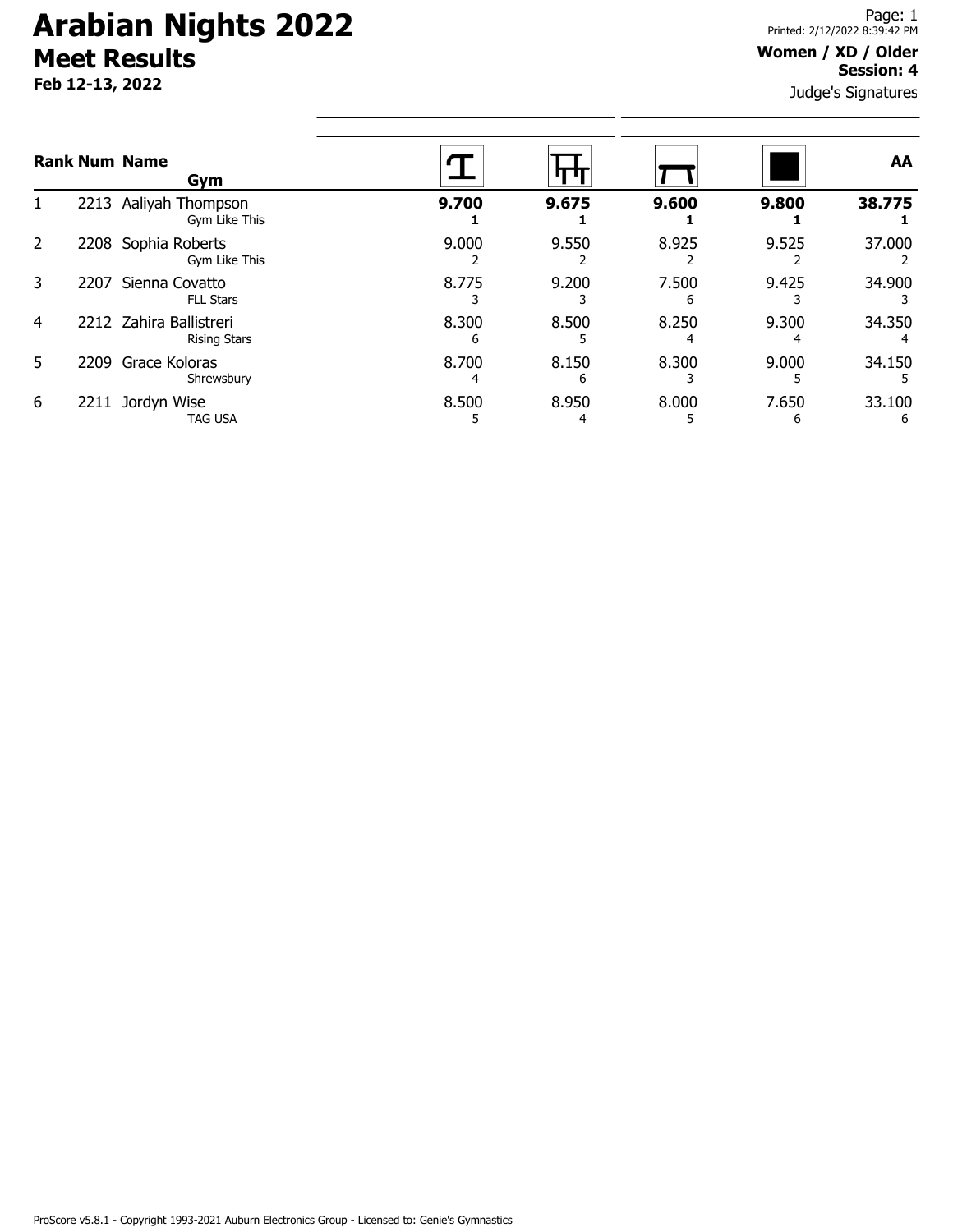# Arabian Nights 2022

## Meet Results

**Feb 12-13, 2022**

Printed: 2/12/2022 8:39:42 PM

**Women / XD / Older**
**Session: 4**

Judge's Signatures

| Rank | Num | Name / Gym | Vault | Bars | Beam | Floor | AA |
|---|---|---|---|---|---|---|---|
| 1 | 2213 | Aaliyah Thompson<br>Gym Like This | **9.700**<br>**1** | **9.675**<br>**1** | **9.600**<br>**1** | **9.800**<br>**1** | **38.775**<br>**1** |
| 2 | 2208 | Sophia Roberts<br>Gym Like This | 9.000<br>2 | 9.550<br>2 | 8.925<br>2 | 9.525<br>2 | 37.000<br>2 |
| 3 | 2207 | Sienna Covatto<br>FLL Stars | 8.775<br>3 | 9.200<br>3 | 7.500<br>6 | 9.425<br>3 | 34.900<br>3 |
| 4 | 2212 | Zahira Ballistreri<br>Rising Stars | 8.300<br>6 | 8.500<br>5 | 8.250<br>4 | 9.300<br>4 | 34.350<br>4 |
| 5 | 2209 | Grace Koloras<br>Shrewsbury | 8.700<br>4 | 8.150<br>6 | 8.300<br>3 | 9.000<br>5 | 34.150<br>5 |
| 6 | 2211 | Jordyn Wise<br>TAG USA | 8.500<br>5 | 8.950<br>4 | 8.000<br>5 | 7.650<br>6 | 33.100<br>6 |

ProScore v5.8.1 - Copyright 1993-2021 Auburn Electronics Group - Licensed to: Genie's Gymnastics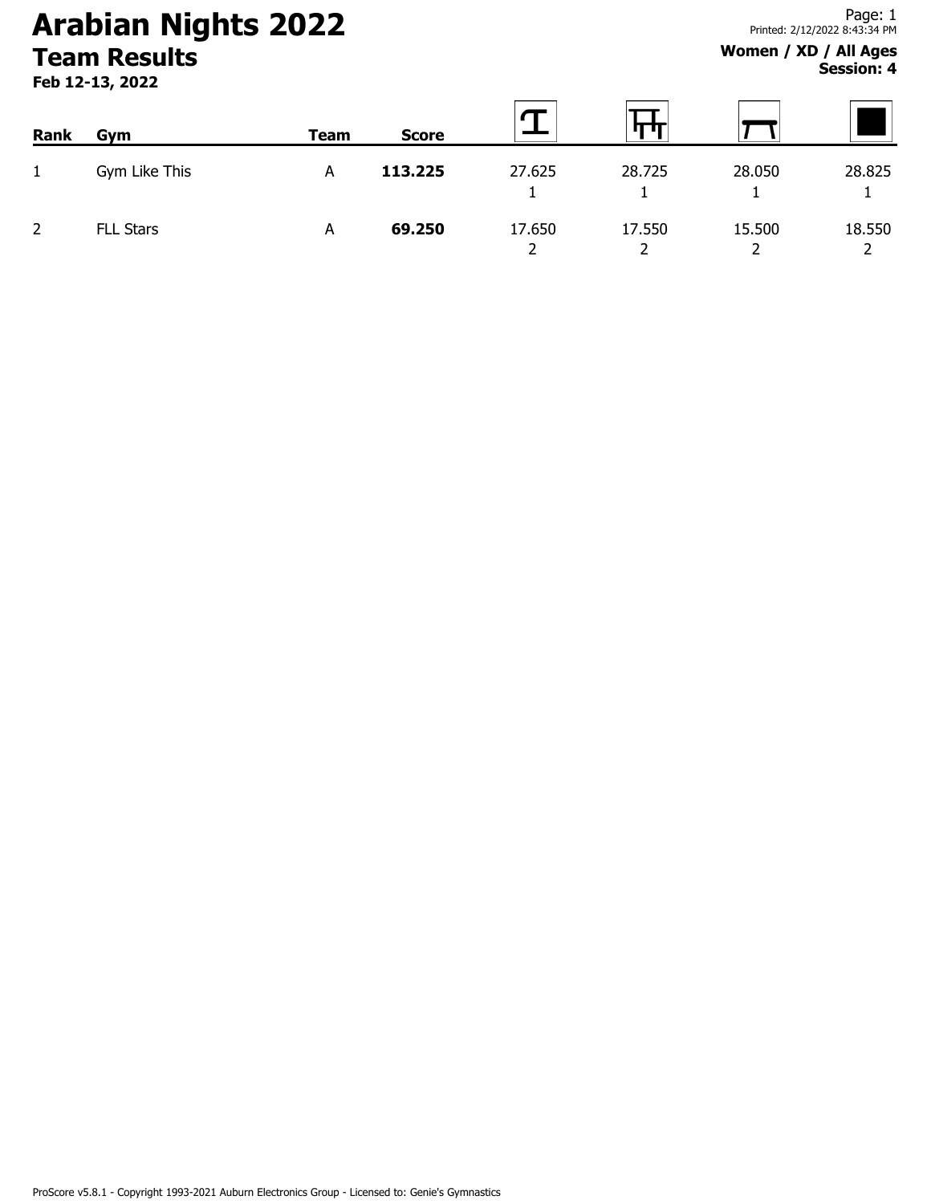# Arabian Nights 2022

## Team Results

**Feb 12-13, 2022**

Page: 1
Printed: 2/12/2022 8:43:34 PM

**Women / XD / All Ages**
**Session: 4**

| Rank | Gym | Team | Score | Vault | Bars | Beam | Floor |
|---|---|---|---|---|---|---|---|
| 1 | Gym Like This | A | **113.225** | 27.625<br>1 | 28.725<br>1 | 28.050<br>1 | 28.825<br>1 |
| 2 | FLL Stars | A | **69.250** | 17.650<br>2 | 17.550<br>2 | 15.500<br>2 | 18.550<br>2 |

ProScore v5.8.1 - Copyright 1993-2021 Auburn Electronics Group - Licensed to: Genie's Gymnastics